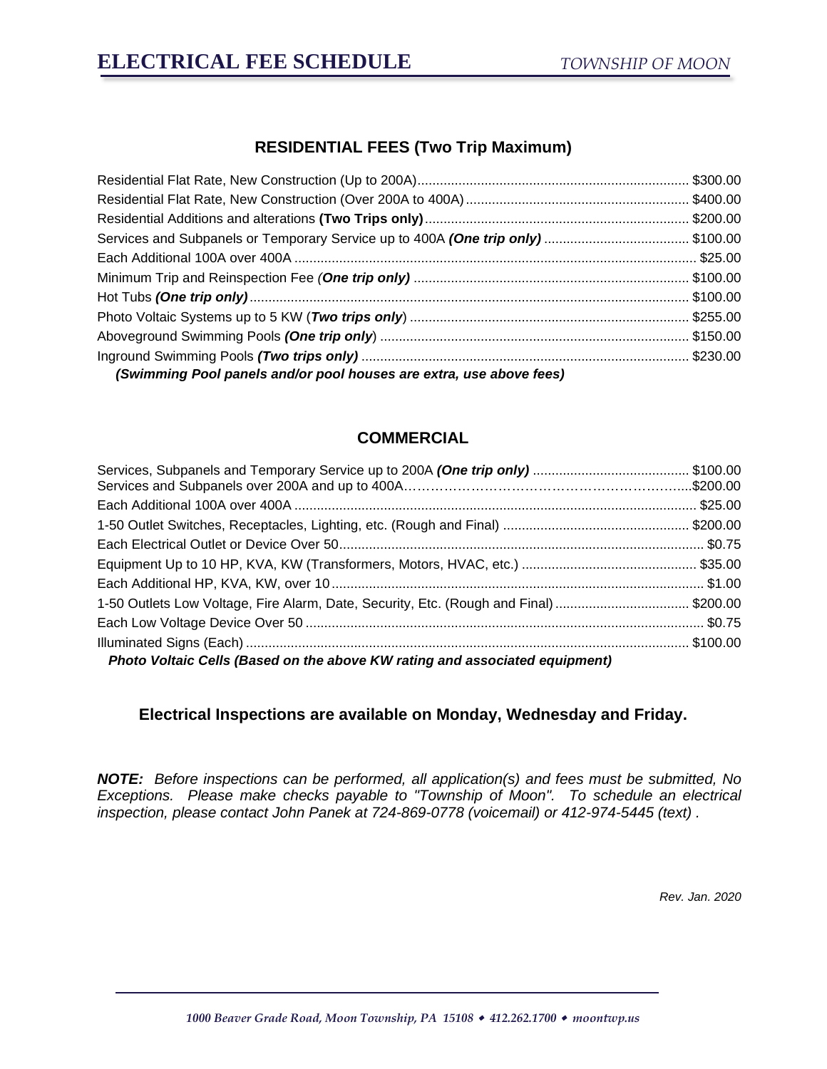# ELECTRICAL FEE SCHEDULE

*TOWNSHIP OF MOON*

## RESIDENTIAL FEES (Two Trip Maximum)

| Item | Fee |
|---|---|
| Residential Flat Rate, New Construction (Up to 200A) | $300.00 |
| Residential Flat Rate, New Construction (Over 200A to 400A) | $400.00 |
| Residential Additions and alterations **(Two Trips only)** | $200.00 |
| Services and Subpanels or Temporary Service up to 400A ***(One trip only)*** | $100.00 |
| Each Additional 100A over 400A | $25.00 |
| Minimum Trip and Reinspection Fee *(**One trip only)*** | $100.00 |
| Hot Tubs ***(One trip only)*** | $100.00 |
| Photo Voltaic Systems up to 5 KW (***Two trips only***) | $255.00 |
| Aboveground Swimming Pools ***(One trip only***) | $150.00 |
| Inground Swimming Pools ***(Two trips only)*** | $230.00 |

***(Swimming Pool panels and/or pool houses are extra, use above fees)***

## COMMERCIAL

| Item | Fee |
|---|---|
| Services, Subpanels and Temporary Service up to 200A ***(One trip only)*** | $100.00 |
| Services and Subpanels over 200A and up to 400A | $200.00 |
| Each Additional 100A over 400A | $25.00 |
| 1-50 Outlet Switches, Receptacles, Lighting, etc. (Rough and Final) | $200.00 |
| Each Electrical Outlet or Device Over 50 | $0.75 |
| Equipment Up to 10 HP, KVA, KW (Transformers, Motors, HVAC, etc.) | $35.00 |
| Each Additional HP, KVA, KW, over 10 | $1.00 |
| 1-50 Outlets Low Voltage, Fire Alarm, Date, Security, Etc. (Rough and Final) | $200.00 |
| Each Low Voltage Device Over 50 | $0.75 |
| Illuminated Signs (Each) | $100.00 |

***Photo Voltaic Cells (Based on the above KW rating and associated equipment)***

**Electrical Inspections are available on Monday, Wednesday and Friday.**

***NOTE:*** *Before inspections can be performed, all application(s) and fees must be submitted, No Exceptions. Please make checks payable to "Township of Moon". To schedule an electrical inspection, please contact John Panek at 724-869-0778 (voicemail) or 412-974-5445 (text) .*

*Rev. Jan. 2020*

*1000 Beaver Grade Road, Moon Township, PA 15108 • 412.262.1700 • moontwp.us*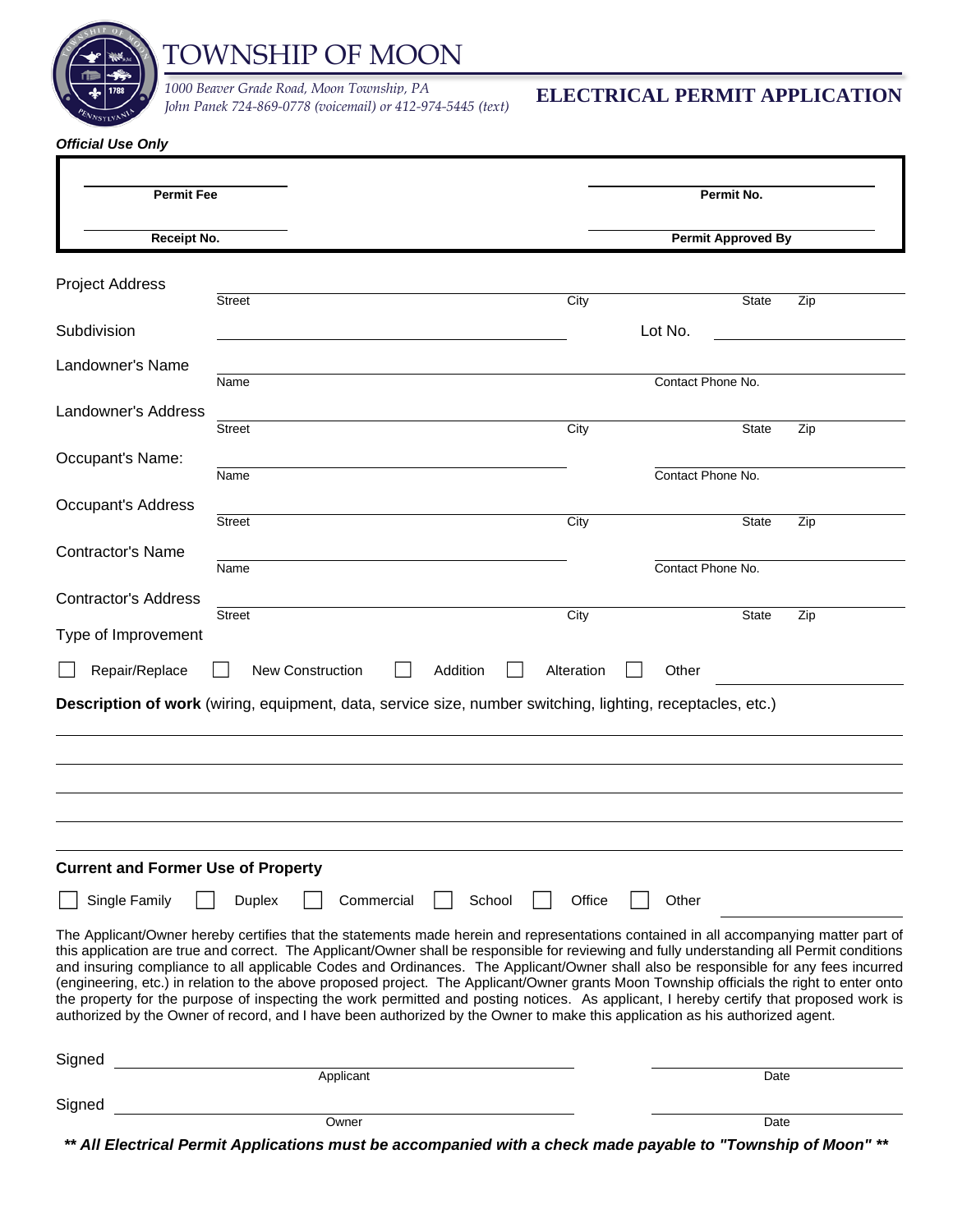# TOWNSHIP OF MOON

*1000 Beaver Grade Road, Moon Township, PA*
*John Panek 724-869-0778 (voicemail) or 412-974-5445 (text)*

## ELECTRICAL PERMIT APPLICATION

***Official Use Only***

| | |
|---|---|
| **Permit Fee** ____________ | **Permit No.** ____________ |
| **Receipt No.** ____________ | **Permit Approved By** ____________ |

Project Address ____________________
Street | City | State | Zip

Subdivision ____________________ Lot No. ____________

Landowner's Name ____________________
Name | Contact Phone No.

Landowner's Address ____________________
Street | City | State | Zip

Occupant's Name: ____________________
Name | Contact Phone No.

Occupant's Address ____________________
Street | City | State | Zip

Contractor's Name ____________________
Name | Contact Phone No.

Contractor's Address ____________________
Street | City | State | Zip

Type of Improvement

☐ Repair/Replace ☐ New Construction ☐ Addition ☐ Alteration ☐ Other ____________

**Description of work** (wiring, equipment, data, service size, number switching, lighting, receptacles, etc.)

______________________________________________
______________________________________________
______________________________________________
______________________________________________
______________________________________________

**Current and Former Use of Property**

☐ Single Family ☐ Duplex ☐ Commercial ☐ School ☐ Office ☐ Other ____________

The Applicant/Owner hereby certifies that the statements made herein and representations contained in all accompanying matter part of this application are true and correct. The Applicant/Owner shall be responsible for reviewing and fully understanding all Permit conditions and insuring compliance to all applicable Codes and Ordinances. The Applicant/Owner shall also be responsible for any fees incurred (engineering, etc.) in relation to the above proposed project. The Applicant/Owner grants Moon Township officials the right to enter onto the property for the purpose of inspecting the work permitted and posting notices. As applicant, I hereby certify that proposed work is authorized by the Owner of record, and I have been authorized by the Owner to make this application as his authorized agent.

Signed ______________________ ____________
Applicant | Date

Signed ______________________ ____________
Owner | Date

***\*\* All Electrical Permit Applications must be accompanied with a check made payable to "Township of Moon" \*\****